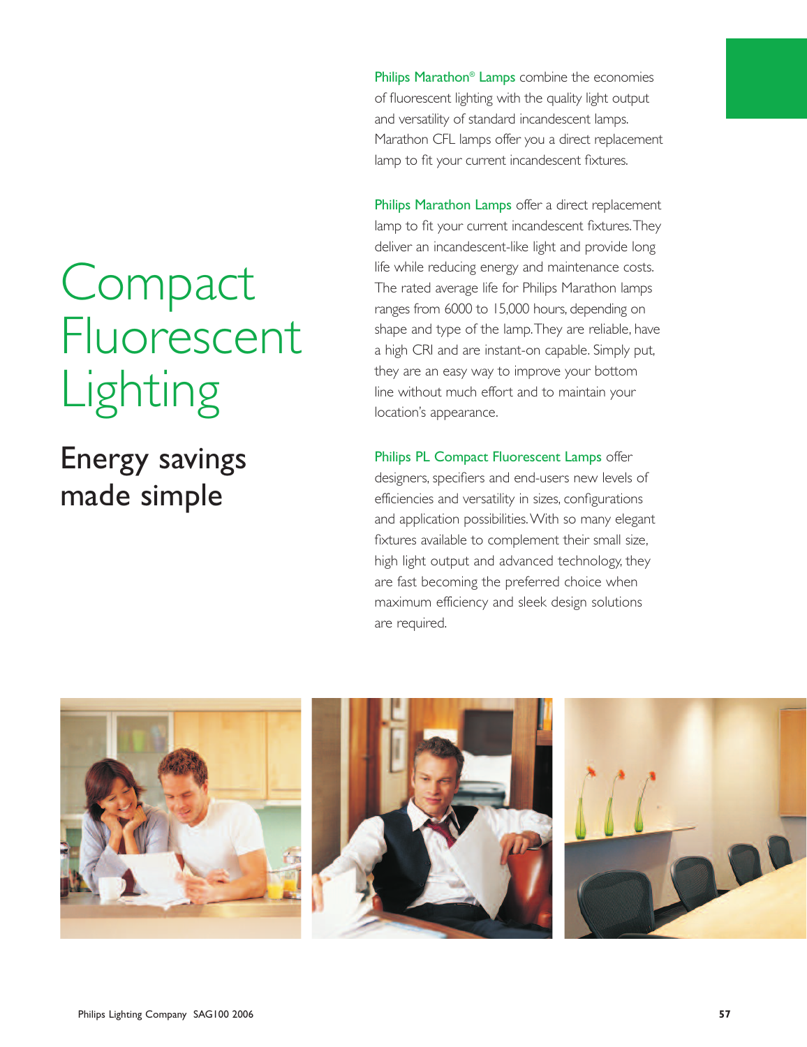# Compact Fluorescent Lighting

## Energy savings made simple

**Philips Marathon® Lamps** combine the economies of fluorescent lighting with the quality light output and versatility of standard incandescent lamps. Marathon CFL lamps offer you a direct replacement lamp to fit your current incandescent fixtures.

**Philips Marathon Lamps** offer a direct replacement lamp to fit your current incandescent fixtures. They deliver an incandescent-like light and provide long life while reducing energy and maintenance costs. The rated average life for Philips Marathon lamps ranges from 6000 to 15,000 hours, depending on shape and type of the lamp. They are reliable, have a high CRI and are instant-on capable. Simply put, they are an easy way to improve your bottom line without much effort and to maintain your location's appearance.

**Philips PL Compact Fluorescent Lamps** offer designers, specifiers and end-users new levels of efficiencies and versatility in sizes, configurations and application possibilities. With so many elegant fixtures available to complement their small size, high light output and advanced technology, they are fast becoming the preferred choice when maximum efficiency and sleek design solutions are required.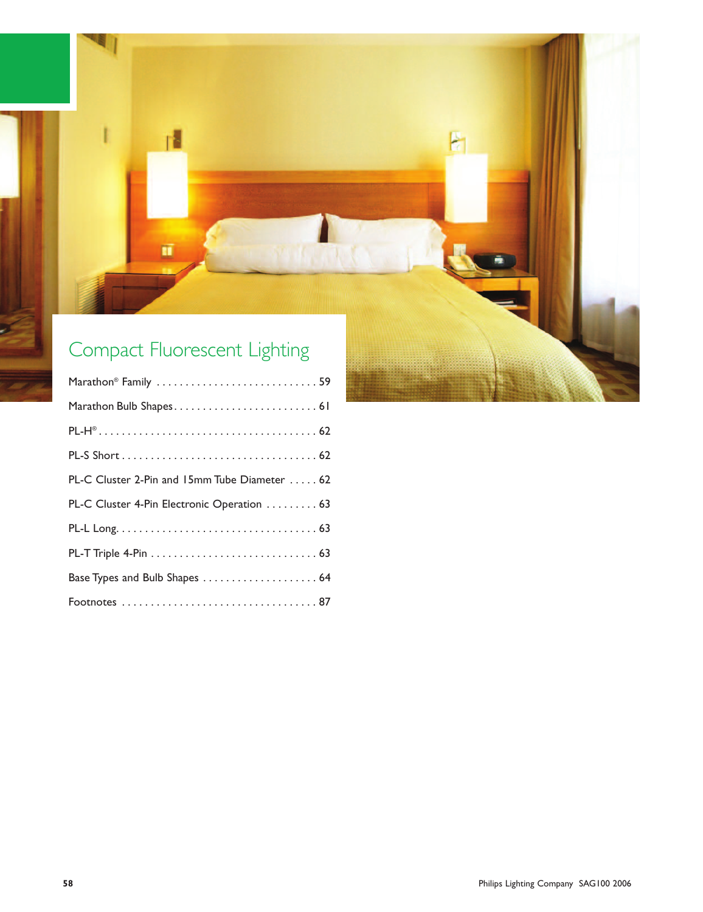# Compact Fluorescent Lighting

| | |
|---|---|
| Marathon® Family | 59 |
| Marathon Bulb Shapes | 61 |
| PL-H® | 62 |
| PL-S Short | 62 |
| PL-C Cluster 2-Pin and 15mm Tube Diameter | 62 |
| PL-C Cluster 4-Pin Electronic Operation | 63 |
| PL-L Long | 63 |
| PL-T Triple 4-Pin | 63 |
| Base Types and Bulb Shapes | 64 |
| Footnotes | 87 |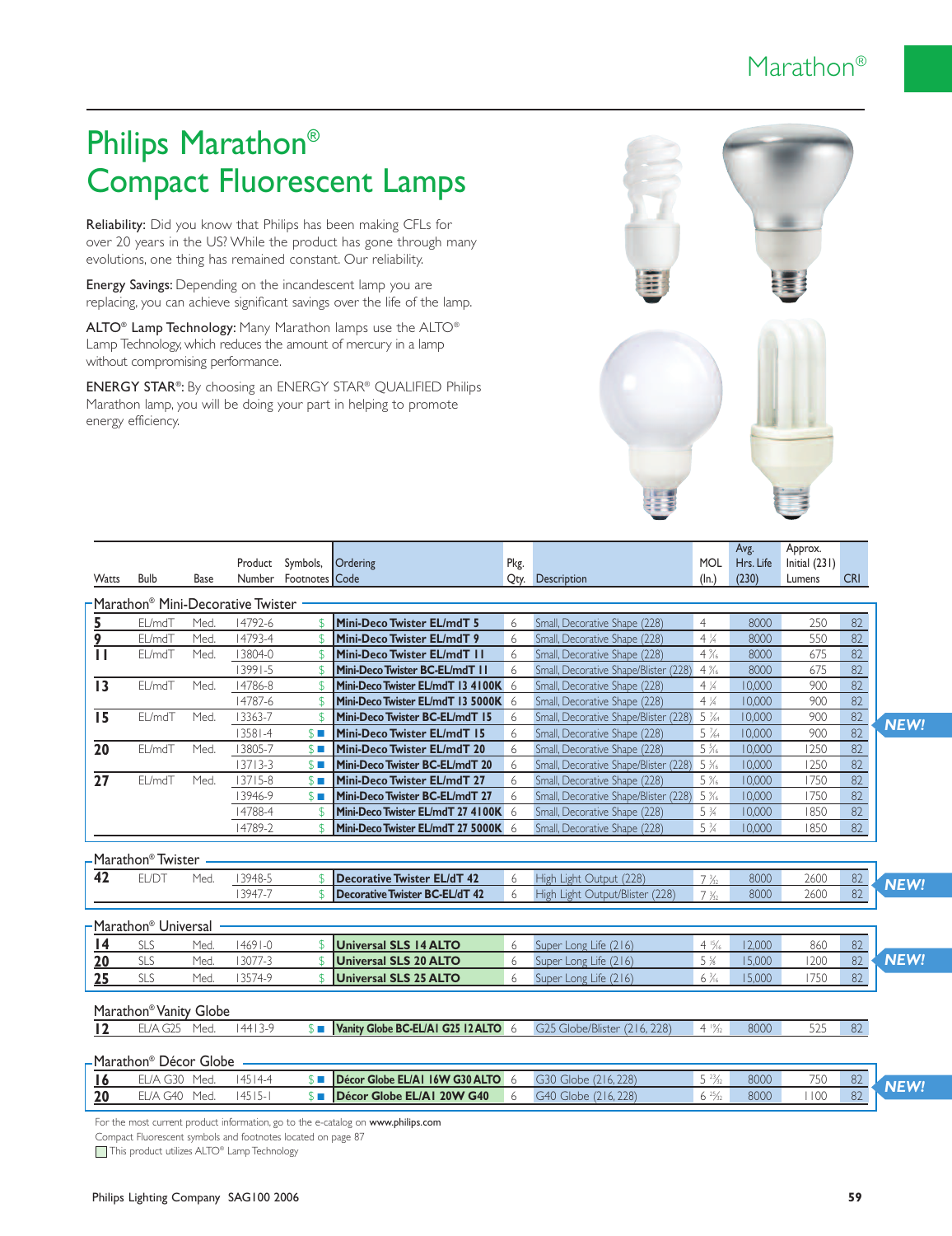# Philips Marathon® Compact Fluorescent Lamps

**Reliability:** Did you know that Philips has been making CFLs for over 20 years in the US? While the product has gone through many evolutions, one thing has remained constant. Our reliability.

**Energy Savings:** Depending on the incandescent lamp you are replacing, you can achieve significant savings over the life of the lamp.

**ALTO® Lamp Technology:** Many Marathon lamps use the ALTO® Lamp Technology, which reduces the amount of mercury in a lamp without compromising performance.

**ENERGY STAR®:** By choosing an ENERGY STAR® QUALIFIED Philips Marathon lamp, you will be doing your part in helping to promote energy efficiency.

| Watts | Bulb | Base | Product Number | Symbols, Footnotes | Ordering Code | Pkg. Qty. | Description | MOL (In.) | Avg. Hrs. Life (230) | Approx. Initial (231) Lumens | CRI | |
|---|---|---|---|---|---|---|---|---|---|---|---|---|
| **Marathon® Mini-Decorative Twister** | | | | | | | | | | | | |
| **5** | EL/mdT | Med. | 14792-6 | $ | **Mini-Deco Twister EL/mdT 5** | 6 | Small, Decorative Shape (228) | 4 | 8000 | 250 | 82 | |
| **9** | EL/mdT | Med. | 14793-4 | $ | **Mini-Deco Twister EL/mdT 9** | 6 | Small, Decorative Shape (228) | 4 ¼ | 8000 | 550 | 82 | |
| **11** | EL/mdT | Med. | 13804-0 | $ | **Mini-Deco Twister EL/mdT 11** | 6 | Small, Decorative Shape (228) | 4 3⁄16 | 8000 | 675 | 82 | |
| | | | 13991-5 | $ | **Mini-Deco Twister BC-EL/mdT 11** | 6 | Small, Decorative Shape/Blister (228) | 4 3⁄16 | 8000 | 675 | 82 | |
| **13** | EL/mdT | Med. | 14786-8 | $ | **Mini-Deco Twister EL/mdT 13 4100K** | 6 | Small, Decorative Shape (228) | 4 ¼ | 10,000 | 900 | 82 | |
| | | | 14787-6 | $ | **Mini-Deco Twister EL/mdT 13 5000K** | 6 | Small, Decorative Shape (228) | 4 ¼ | 10,000 | 900 | 82 | |
| **15** | EL/mdT | Med. | 13363-7 | $ | **Mini-Deco Twister BC-EL/mdT 15** | 6 | Small, Decorative Shape/Blister (228) | 5 7⁄64 | 10,000 | 900 | 82 | |
| | | | 13581-4 | $ ■ | **Mini-Deco Twister EL/mdT 15** | 6 | Small, Decorative Shape (228) | 5 7⁄64 | 10,000 | 900 | 82 | **NEW!** |
| **20** | EL/mdT | Med. | 13805-7 | $ ■ | **Mini-Deco Twister EL/mdT 20** | 6 | Small, Decorative Shape (228) | 5 3⁄16 | 10,000 | 1250 | 82 | |
| | | | 13713-3 | $ ■ | **Mini-Deco Twister BC-EL/mdT 20** | 6 | Small, Decorative Shape/Blister (228) | 5 3⁄16 | 10,000 | 1250 | 82 | |
| **27** | EL/mdT | Med. | 13715-8 | $ ■ | **Mini-Deco Twister EL/mdT 27** | 6 | Small, Decorative Shape (228) | 5 3⁄16 | 10,000 | 1750 | 82 | |
| | | | 13946-9 | $ ■ | **Mini-Deco Twister BC-EL/mdT 27** | 6 | Small, Decorative Shape/Blister (228) | 5 3⁄16 | 10,000 | 1750 | 82 | |
| | | | 14788-4 | $ | **Mini-Deco Twister EL/mdT 27 4100K** | 6 | Small, Decorative Shape (228) | 5 ¾ | 10,000 | 1850 | 82 | |
| | | | 14789-2 | $ | **Mini-Deco Twister EL/mdT 27 5000K** | 6 | Small, Decorative Shape (228) | 5 ¾ | 10,000 | 1850 | 82 | |
| **Marathon® Twister** | | | | | | | | | | | | |
| **42** | EL/DT | Med. | 13948-5 | $ | **Decorative Twister EL/dT 42** | 6 | High Light Output (228) | 7 3⁄32 | 8000 | 2600 | 82 | **NEW!** |
| | | | 13947-7 | $ | **Decorative Twister BC-EL/dT 42** | 6 | High Light Output/Blister (228) | 7 3⁄32 | 8000 | 2600 | 82 | |
| **Marathon® Universal** | | | | | | | | | | | | |
| **14** | SLS | Med. | 14691-0 | $ | **Universal SLS 14 ALTO** | 6 | Super Long Life (216) | 4 15⁄16 | 12,000 | 860 | 82 | |
| **20** | SLS | Med. | 13077-3 | $ | **Universal SLS 20 ALTO** | 6 | Super Long Life (216) | 5 ⅝ | 15,000 | 1200 | 82 | **NEW!** |
| **25** | SLS | Med. | 13574-9 | $ | **Universal SLS 25 ALTO** | 6 | Super Long Life (216) | 6 3⁄16 | 15,000 | 1750 | 82 | |
| **Marathon® Vanity Globe** | | | | | | | | | | | | |
| **12** | EL/A G25 | Med. | 14413-9 | $ ■ | **Vanity Globe BC-EL/A1 G25 12ALTO** | 6 | G25 Globe/Blister (216, 228) | 4 13⁄32 | 8000 | 525 | 82 | |
| **Marathon® Décor Globe** | | | | | | | | | | | | |
| **16** | EL/A G30 | Med. | 14514-4 | $ ■ | **Décor Globe EL/A1 16W G30 ALTO** | 6 | G30 Globe (216, 228) | 5 23⁄32 | 8000 | 750 | 82 | **NEW!** |
| **20** | EL/A G40 | Med. | 14515-1 | $ ■ | **Décor Globe EL/A1 20W G40** | 6 | G40 Globe (216, 228) | 6 23⁄32 | 8000 | 1100 | 82 | |

For the most current product information, go to the e-catalog on **www.philips.com**

Compact Fluorescent symbols and footnotes located on page 87

☐ This product utilizes ALTO® Lamp Technology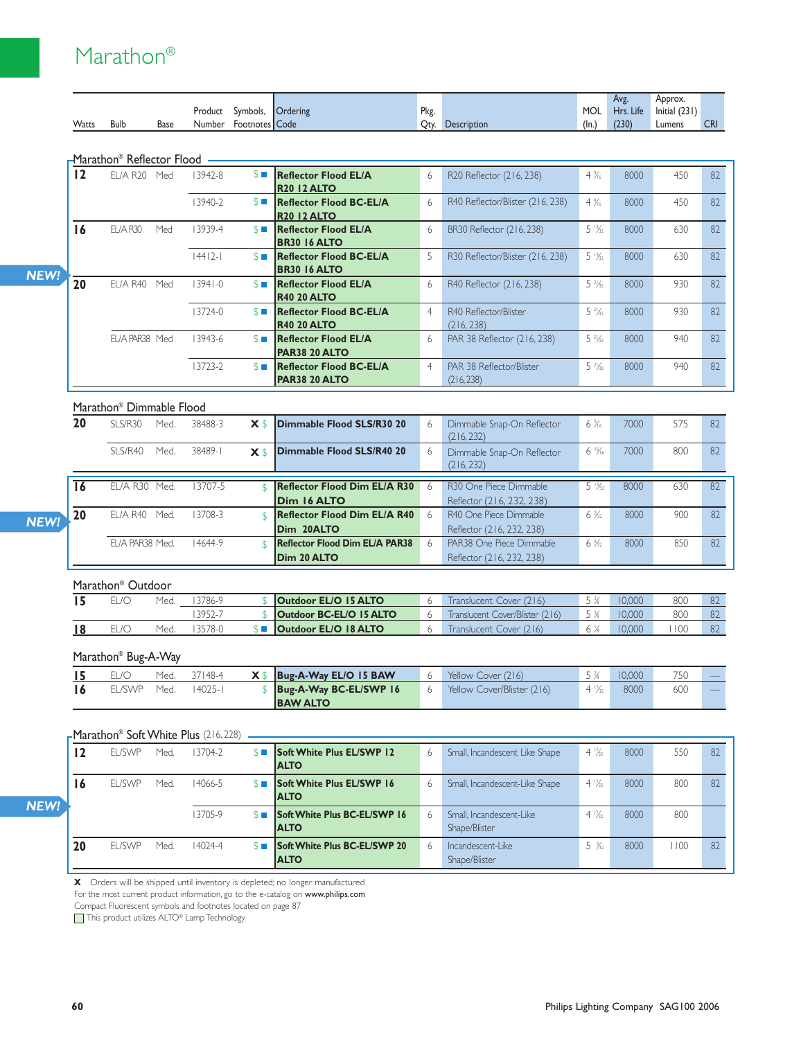# Marathon®

| Watts | Bulb | Base | Product Number | Symbols, Footnotes | Ordering Code | Pkg. Qty. | Description | MOL (In.) | Avg. Hrs. Life (230) | Approx. Initial (231) Lumens | CRI |
|---|---|---|---|---|---|---|---|---|---|---|---|
| **Marathon® Reflector Flood** | | | | | | | | | | | |
| **12** | EL/A R20 | Med | 13942-8 | $ ■ | **Reflector Flood EL/A R20 12 ALTO** | 6 | R20 Reflector (216, 238) | 4 3/16 | 8000 | 450 | 82 |
| | | | 13940-2 | $ ■ | **Reflector Flood BC-EL/A R20 12 ALTO** | 6 | R40 Reflector/Blister (216, 238) | 4 3/16 | 8000 | 450 | 82 |
| **16** | EL/A R30 | Med | 13939-4 | $ ■ | **Reflector Flood EL/A BR30 16 ALTO** | 6 | BR30 Reflector (216, 238) | 5 13/32 | 8000 | 630 | 82 |
| | | | 14412-1 | $ ■ | **Reflector Flood BC-EL/A BR30 16 ALTO** | 5 | R30 Reflector/Blister (216, 238) | 5 13/32 | 8000 | 630 | 82 |
| **20** | EL/A R40 | Med | 13941-0 | $ ■ | **Reflector Flood EL/A R40 20 ALTO** | 6 | R40 Reflector (216, 238) | 5 23/32 | 8000 | 930 | 82 |
| | | | 13724-0 | $ ■ | **Reflector Flood BC-EL/A R40 20 ALTO** | 4 | R40 Reflector/Blister (216, 238) | 5 23/32 | 8000 | 930 | 82 |
| | EL/A PAR38 | Med | 13943-6 | $ ■ | **Reflector Flood EL/A PAR38 20 ALTO** | 6 | PAR 38 Reflector (216, 238) | 5 23/32 | 8000 | 940 | 82 |
| | | | 13723-2 | $ ■ | **Reflector Flood BC-EL/A PAR38 20 ALTO** | 4 | PAR 38 Reflector/Blister (216, 238) | 5 23/32 | 8000 | 940 | 82 |
| **Marathon® Dimmable Flood** | | | | | | | | | | | |
| **20** | SLS/R30 | Med. | 38488-3 | X $ | **Dimmable Flood SLS/R30 20** | 6 | Dimmable Snap-On Reflector (216, 232) | 6 3/16 | 7000 | 575 | 82 |
| | SLS/R40 | Med. | 38489-1 | X $ | **Dimmable Flood SLS/R40 20** | 6 | Dimmable Snap-On Reflector (216, 232) | 6 15/16 | 7000 | 800 | 82 |
| **16** | EL/A R30 | Med. | 13707-5 | $ | **Reflector Flood Dim EL/A R30 Dim 16 ALTO** | 6 | R30 One Piece Dimmable Reflector (216, 232, 238) | 5 13/32 | 8000 | 630 | 82 |
| **20** | EL/A R40 | Med. | 13708-3 | $ | **Reflector Flood Dim EL/A R40 Dim 20ALTO** | 6 | R40 One Piece Dimmable Reflector (216, 232, 238) | 6 5/32 | 8000 | 900 | 82 |
| | EL/A PAR38 | Med. | 14644-9 | $ | **Reflector Flood Dim EL/A PAR38 Dim 20 ALTO** | 6 | PAR38 One Piece Dimmable Reflector (216, 232, 238) | 6 5/32 | 8000 | 850 | 82 |
| **Marathon® Outdoor** | | | | | | | | | | | |
| **15** | EL/O | Med. | 13786-9 | $ | **Outdoor EL/O 15 ALTO** | 6 | Translucent Cover (216) | 5 3/8 | 10,000 | 800 | 82 |
| | | | 13952-7 | $ | **Outdoor BC-EL/O 15 ALTO** | 6 | Translucent Cover/Blister (216) | 5 3/8 | 10,000 | 800 | 82 |
| **18** | EL/O | Med. | 13578-0 | $ ■ | **Outdoor EL/O 18 ALTO** | 6 | Translucent Cover (216) | 6 1/8 | 10,000 | 1100 | 82 |
| **Marathon® Bug-A-Way** | | | | | | | | | | | |
| **15** | EL/O | Med. | 37148-4 | X $ | **Bug-A-Way EL/O 15 BAW** | 6 | Yellow Cover (216) | 5 3/8 | 10,000 | 750 | — |
| **16** | EL/SWP | Med. | 14025-1 | $ | **Bug-A-Way BC-EL/SWP 16 BAW ALTO** | 6 | Yellow Cover/Blister (216) | 4 17/32 | 8000 | 600 | — |
| **Marathon® Soft White Plus (216, 228)** | | | | | | | | | | | |
| **12** | EL/SWP | Med. | 13704-2 | $ ■ | **Soft White Plus EL/SWP 12 ALTO** | 6 | Small, Incandescent Like Shape | 4 17/32 | 8000 | 550 | 82 |
| **16** | EL/SWP | Med. | 14066-5 | $ ■ | **Soft White Plus EL/SWP 16 ALTO** | 6 | Small, Incandescent-Like Shape | 4 17/32 | 8000 | 800 | 82 |
| | | | 13705-9 | $ ■ | **Soft White Plus BC-EL/SWP 16 ALTO** | 6 | Small, Incandescent-Like Shape/Blister | 4 17/32 | 8000 | 800 | |
| **20** | EL/SWP | Med. | 14024-4 | $ ■ | **Soft White Plus BC-EL/SWP 20 ALTO** | 6 | Incandescent-Like Shape/Blister | 5 5/32 | 8000 | 1100 | 82 |

**X** Orders will be shipped until inventory is depleted; no longer manufactured

For the most current product information, go to the e-catalog on www.philips.com

Compact Fluorescent symbols and footnotes located on page 87

☐ This product utilizes ALTO® Lamp Technology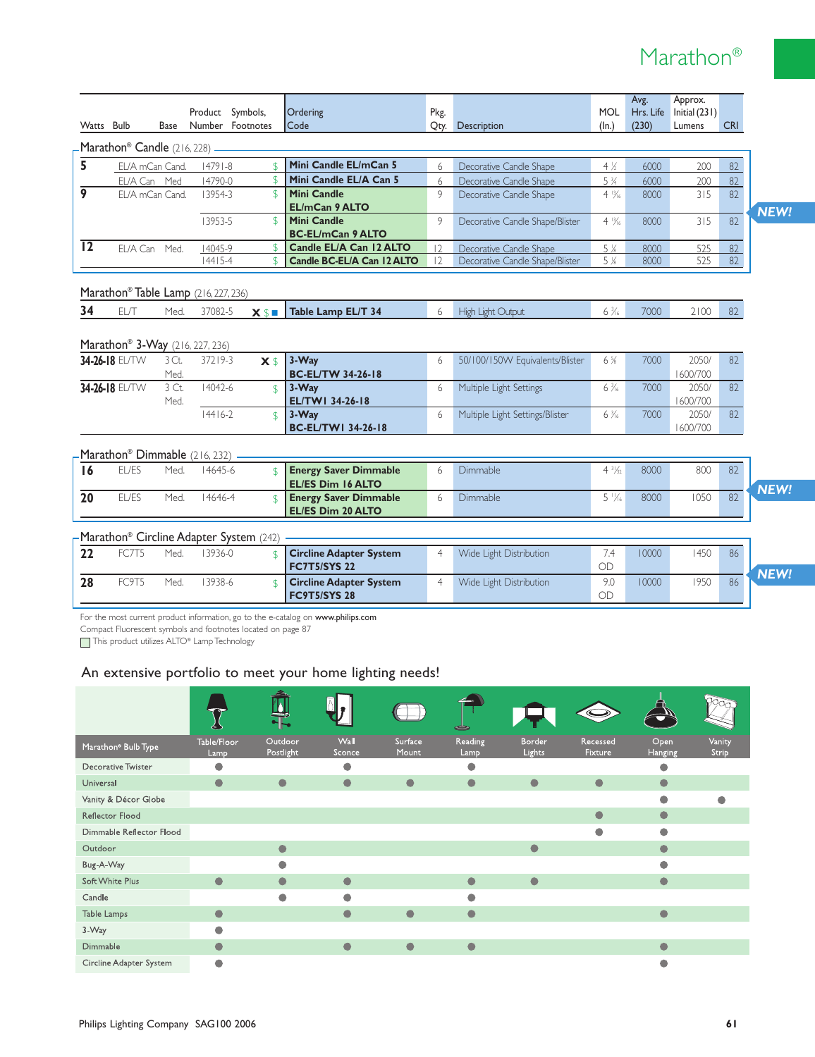# Marathon®

| Watts | Bulb | Base | Product Number | Symbols, Footnotes | Ordering Code | Pkg. Qty. | Description | MOL (In.) | Avg. Hrs. Life (230) | Approx. Initial (231) Lumens | CRI |
|---|---|---|---|---|---|---|---|---|---|---|---|
| **Marathon® Candle** (216, 228) | | | | | | | | | | | |
| **5** | EL/A mCan | Cand. | 14791-8 | $ | **Mini Candle EL/mCan 5** | 6 | Decorative Candle Shape | 4 ½ | 6000 | 200 | 82 |
| | EL/A Can | Med | 14790-0 | $ | **Mini Candle EL/A Can 5** | 6 | Decorative Candle Shape | 5 ¾ | 6000 | 200 | 82 |
| **9** | EL/A mCan | Cand. | 13954-3 | $ | **Mini Candle EL/mCan 9 ALTO** | 9 | Decorative Candle Shape | 4 13/16 | 8000 | 315 | 82 |
| | | | 13953-5 | $ | **Mini Candle BC-EL/mCan 9 ALTO** | 9 | Decorative Candle Shape/Blister | 4 13/16 | 8000 | 315 | 82 |
| **12** | EL/A Can | Med. | 14045-9 | $ | **Candle EL/A Can 12 ALTO** | 12 | Decorative Candle Shape | 5 ⅛ | 8000 | 525 | 82 |
| | | | 14415-4 | $ | **Candle BC-EL/A Can 12 ALTO** | 12 | Decorative Candle Shape/Blister | 5 ⅛ | 8000 | 525 | 82 |
| **Marathon® Table Lamp** (216, 227, 236) | | | | | | | | | | | |
| **34** | EL/T | Med. | 37082-5 | X $ ■ | **Table Lamp EL/T 34** | 6 | High Light Output | 6 5/16 | 7000 | 2100 | 82 |
| **Marathon® 3-Way** (216, 227, 236) | | | | | | | | | | | |
| **34-26-18** | EL/TW | 3 Ct. Med. | 37219-3 | X $ | **3-Way BC-EL/TW 34-26-18** | 6 | 50/100/150W Equivalents/Blister | 6 ⅝ | 7000 | 2050/ 1600/700 | 82 |
| **34-26-18** | EL/TW | 3 Ct. Med. | 14042-6 | $ | **3-Way EL/TW1 34-26-18** | 6 | Multiple Light Settings | 6 5/16 | 7000 | 2050/ 1600/700 | 82 |
| | | | 14416-2 | $ | **3-Way BC-EL/TW1 34-26-18** | 6 | Multiple Light Settings/Blister | 6 5/16 | 7000 | 2050/ 1600/700 | 82 |
| **Marathon® Dimmable** (216, 232) | | | | | | | | | | | |
| **16** | EL/ES | Med. | 14645-6 | $ | **Energy Saver Dimmable EL/ES Dim 16 ALTO** | 6 | Dimmable | 4 31/32 | 8000 | 800 | 82 |
| **20** | EL/ES | Med. | 14646-4 | $ | **Energy Saver Dimmable EL/ES Dim 20 ALTO** | 6 | Dimmable | 5 11/16 | 8000 | 1050 | 82 |
| **Marathon® Circline Adapter System** (242) | | | | | | | | | | | |
| **22** | FC7T5 | Med. | 13936-0 | $ | **Circline Adapter System FC7T5/SYS 22** | 4 | Wide Light Distribution | 7.4 OD | 10000 | 1450 | 86 |
| **28** | FC9T5 | Med. | 13938-6 | $ | **Circline Adapter System FC9T5/SYS 28** | 4 | Wide Light Distribution | 9.0 OD | 10000 | 1950 | 86 |

NEW! (Mini Candle BC-EL/mCan 9 ALTO; Marathon® Dimmable; Marathon® Circline Adapter System)

For the most current product information, go to the e-catalog on **www.philips.com**
Compact Fluorescent symbols and footnotes located on page 87
□ This product utilizes ALTO® Lamp Technology

## An extensive portfolio to meet your home lighting needs!

| Marathon® Bulb Type | Table/Floor Lamp | Outdoor Postlight | Wall Sconce | Surface Mount | Reading Lamp | Border Lights | Recessed Fixture | Open Hanging | Vanity Strip |
|---|---|---|---|---|---|---|---|---|---|
| Decorative Twister | ● | | ● | | ● | | | ● | |
| Universal | ● | ● | ● | ● | ● | ● | ● | ● | |
| Vanity & Décor Globe | | | | | | | | ● | ● |
| Reflector Flood | | | | | | | ● | ● | |
| Dimmable Reflector Flood | | | | | | | ● | ● | |
| Outdoor | | ● | | | | ● | | ● | |
| Bug-A-Way | | ● | | | | | | ● | |
| Soft White Plus | ● | ● | ● | | ● | ● | | ● | |
| Candle | | ● | ● | | ● | | | | |
| Table Lamps | ● | | ● | ● | ● | | | ● | |
| 3-Way | ● | | | | | | | | |
| Dimmable | ● | | ● | ● | ● | | | ● | |
| Circline Adapter System | ● | | | | | | | ● | |

Philips Lighting Company SAG100 2006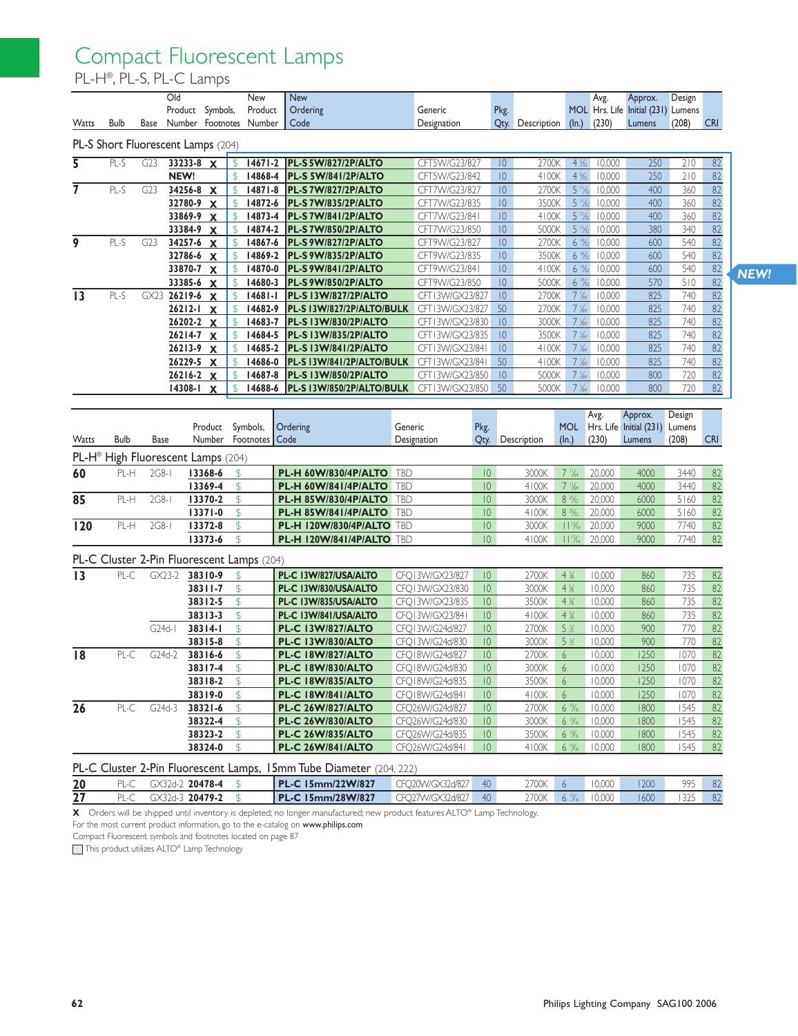# Compact Fluorescent Lamps

## PL-H®, PL-S, PL-C Lamps

| Watts | Bulb | Base | Old Product Number | Symbols, Footnotes | New Product Number | New Ordering Code | Generic Designation | Pkg. Qty. | Description | MOL (In.) | Avg. Hrs. Life (230) | Approx. Initial (231) Lumens | Design Lumens (208) | CRI |
|---|---|---|---|---|---|---|---|---|---|---|---|---|---|---|
| **PL-S Short Fluorescent Lamps** (204) | | | | | | | | | | | | | | |
| **5** | PL-S | G23 | **33233-8** | **X** $ | **14671-2** | **PL-S 5W/827/2P/ALTO** | CFT5W/G23/827 | 10 | 2700K | 4 5⁄32 | 10,000 | 250 | 210 | 82 |
| | | | **NEW!** | $ | **14868-4** | **PL-S 5W/841/2P/ALTO** | CFT5W/G23/842 | 10 | 4100K | 4 5⁄32 | 10,000 | 250 | 210 | 82 |
| **7** | PL-S | G23 | **34256-8** | **X** $ | **14871-8** | **PL-S 7W/827/2P/ALTO** | CFT7W/G23/827 | 10 | 2700K | 5 11⁄32 | 10,000 | 400 | 360 | 82 |
| | | | **32780-9** | **X** $ | **14872-6** | **PL-S 7W/835/2P/ALTO** | CFT7W/G23/835 | 10 | 3500K | 5 11⁄32 | 10,000 | 400 | 360 | 82 |
| | | | **33869-9** | **X** $ | **14873-4** | **PL-S 7W/841/2P/ALTO** | CFT7W/G23/841 | 10 | 4100K | 5 11⁄32 | 10,000 | 400 | 360 | 82 |
| | | | **33384-9** | **X** $ | **14874-2** | **PL-S 7W/850/2P/ALTO** | CFT7W/G23/850 | 10 | 5000K | 5 11⁄32 | 10,000 | 380 | 340 | 82 |
| **9** | PL-S | G23 | **34257-6** | **X** $ | **14867-6** | **PL-S 9W/827/2P/ALTO** | CFT9W/G23/827 | 10 | 2700K | 6 19⁄32 | 10,000 | 600 | 540 | 82 |
| | | | **32786-6** | **X** $ | **14869-2** | **PL-S 9W/835/2P/ALTO** | CFT9W/G23/835 | 10 | 3500K | 6 19⁄32 | 10,000 | 600 | 540 | 82 |
| | | | **33870-7** | **X** $ | **14870-0** | **PL-S 9W/841/2P/ALTO** | CFT9W/G23/841 | 10 | 4100K | 6 19⁄32 | 10,000 | 600 | 540 | 82 |
| | | | **33385-6** | **X** $ | **14680-3** | **PL-S 9W/850/2P/ALTO** | CFT9W/G23/850 | 10 | 5000K | 6 19⁄32 | 10,000 | 570 | 510 | 82 |
| **13** | PL-S | GX23 | **26219-6** | **X** $ | **14681-1** | **PL-S 13W/827/2P/ALTO** | CFT13W/GX23/827 | 10 | 2700K | 7 1⁄64 | 10,000 | 825 | 740 | 82 |
| | | | **26212-1** | **X** $ | **14682-9** | **PL-S 13W/827/2P/ALTO/BULK** | CFT13W/GX23/827 | 50 | 2700K | 7 1⁄64 | 10,000 | 825 | 740 | 82 |
| | | | **26202-2** | **X** $ | **14683-7** | **PL-S 13W/830/2P/ALTO** | CFT13W/GX23/830 | 10 | 3000K | 7 1⁄64 | 10,000 | 825 | 740 | 82 |
| | | | **26214-7** | **X** $ | **14684-5** | **PL-S 13W/835/2P/ALTO** | CFT13W/GX23/835 | 10 | 3500K | 7 1⁄64 | 10,000 | 825 | 740 | 82 |
| | | | **26213-9** | **X** $ | **14685-2** | **PL-S 13W/841/2P/ALTO** | CFT13W/GX23/841 | 10 | 4100K | 7 1⁄64 | 10,000 | 825 | 740 | 82 |
| | | | **26229-5** | **X** $ | **14686-0** | **PL-S 13W/841/2P/ALTO/BULK** | CFT13W/GX23/841 | 50 | 4100K | 7 1⁄64 | 10,000 | 825 | 740 | 82 |
| | | | **26216-2** | **X** $ | **14687-8** | **PL-S 13W/850/2P/ALTO** | CFT13W/GX23/850 | 10 | 5000K | 7 1⁄64 | 10,000 | 800 | 720 | 82 |
| | | | **14308-1** | **X** $ | **14688-6** | **PL-S 13W/850/2P/ALTO/BULK** | CFT13W/GX23/850 | 50 | 5000K | 7 1⁄64 | 10,000 | 800 | 720 | 82 |

NEW!

| Watts | Bulb | Base | Product Number | Symbols, Footnotes | Ordering Code | Generic Designation | Pkg. Qty. | Description | MOL (In.) | Avg. Hrs. Life (230) | Approx. Initial (231) Lumens | Design Lumens (208) | CRI |
|---|---|---|---|---|---|---|---|---|---|---|---|---|---|
| **PL-H® High Fluorescent Lamps** (204) | | | | | | | | | | | | | |
| **60** | PL-H | 2G8-1 | **13368-6** | $ | **PL-H 60W/830/4P/ALTO** | TBD | 10 | 3000K | 7 11⁄64 | 20,000 | 4000 | 3440 | 82 |
| | | | **13369-4** | $ | **PL-H 60W/841/4P/ALTO** | TBD | 10 | 4100K | 7 11⁄64 | 20,000 | 4000 | 3440 | 82 |
| **85** | PL-H | 2G8-1 | **13370-2** | $ | **PL-H 85W/830/4P/ALTO** | TBD | 10 | 3000K | 8 25⁄32 | 20,000 | 6000 | 5160 | 82 |
| | | | **13371-0** | $ | **PL-H 85W/841/4P/ALTO** | TBD | 10 | 4100K | 8 25⁄32 | 20,000 | 6000 | 5160 | 82 |
| **120** | PL-H | 2G8-1 | **13372-8** | $ | **PL-H 120W/830/4P/ALTO** | TBD | 10 | 3000K | 11 13⁄16 | 20,000 | 9000 | 7740 | 82 |
| | | | **13373-6** | $ | **PL-H 120W/841/4P/ALTO** | TBD | 10 | 4100K | 11 13⁄16 | 20,000 | 9000 | 7740 | 82 |
| **PL-C Cluster 2-Pin Fluorescent Lamps** (204) | | | | | | | | | | | | | |
| **13** | PL-C | GX23-2 | **38310-9** | $ | **PL-C 13W/827/USA/ALTO** | CFQ13W/GX23/827 | 10 | 2700K | 4 3⁄8 | 10,000 | 860 | 735 | 82 |
| | | | **38311-7** | $ | **PL-C 13W/830/USA/ALTO** | CFQ13W/GX23/830 | 10 | 3000K | 4 3⁄8 | 10,000 | 860 | 735 | 82 |
| | | | **38312-5** | $ | **PL-C 13W/835/USA/ALTO** | CFQ13W/GX23/835 | 10 | 3500K | 4 3⁄8 | 10,000 | 860 | 735 | 82 |
| | | | **38313-3** | $ | **PL-C 13W/841/USA/ALTO** | CFQ13W/GX23/841 | 10 | 4100K | 4 3⁄8 | 10,000 | 860 | 735 | 82 |
| | | G24d-1 | **38314-1** | $ | **PL-C 13W/827/ALTO** | CFQ13W/G24d/827 | 10 | 2700K | 5 1⁄2 | 10,000 | 900 | 770 | 82 |
| | | | **38315-8** | $ | **PL-C 13W/830/ALTO** | CFQ13W/G24d/830 | 10 | 3000K | 5 1⁄2 | 10,000 | 900 | 770 | 82 |
| **18** | PL-C | G24d-2 | **38316-6** | $ | **PL-C 18W/827/ALTO** | CFQ18W/G24d/827 | 10 | 2700K | 6 | 10,000 | 1250 | 1070 | 82 |
| | | | **38317-4** | $ | **PL-C 18W/830/ALTO** | CFQ18W/G24d/830 | 10 | 3000K | 6 | 10,000 | 1250 | 1070 | 82 |
| | | | **38318-2** | $ | **PL-C 18W/835/ALTO** | CFQ18W/G24d/835 | 10 | 3500K | 6 | 10,000 | 1250 | 1070 | 82 |
| | | | **38319-0** | $ | **PL-C 18W/841/ALTO** | CFQ18W/G24d/841 | 10 | 4100K | 6 | 10,000 | 1250 | 1070 | 82 |
| **26** | PL-C | G24d-3 | **38321-6** | $ | **PL-C 26W/827/ALTO** | CFQ26W/G24d/827 | 10 | 2700K | 6 13⁄16 | 10,000 | 1800 | 1545 | 82 |
| | | | **38322-4** | $ | **PL-C 26W/830/ALTO** | CFQ26W/G24d/830 | 10 | 3000K | 6 13⁄16 | 10,000 | 1800 | 1545 | 82 |
| | | | **38323-2** | $ | **PL-C 26W/835/ALTO** | CFQ26W/G24d/835 | 10 | 3500K | 6 13⁄16 | 10,000 | 1800 | 1545 | 82 |
| | | | **38324-0** | $ | **PL-C 26W/841/ALTO** | CFQ26W/G24d/841 | 10 | 4100K | 6 13⁄16 | 10,000 | 1800 | 1545 | 82 |
| **PL-C Cluster 2-Pin Fluorescent Lamps, 15mm Tube Diameter** (204, 222) | | | | | | | | | | | | | |
| **20** | PL-C | GX32d-2 | **20478-4** | $ | **PL-C 15mm/22W/827** | CFQ20W/GX32d/827 | 40 | 2700K | 6 | 10,000 | 1200 | 995 | 82 |
| **27** | PL-C | GX32d-3 | **20479-2** | $ | **PL-C 15mm/28W/827** | CFQ27W/GX32d/827 | 40 | 2700K | 6 13⁄16 | 10,000 | 1600 | 1325 | 82 |

**X** Orders will be shipped until inventory is depleted; no longer manufactured; new product features ALTO® Lamp Technology.

For the most current product information, go to the e-catalog on **www.philips.com**

Compact Fluorescent symbols and footnotes located on page 87

This product utilizes ALTO® Lamp Technology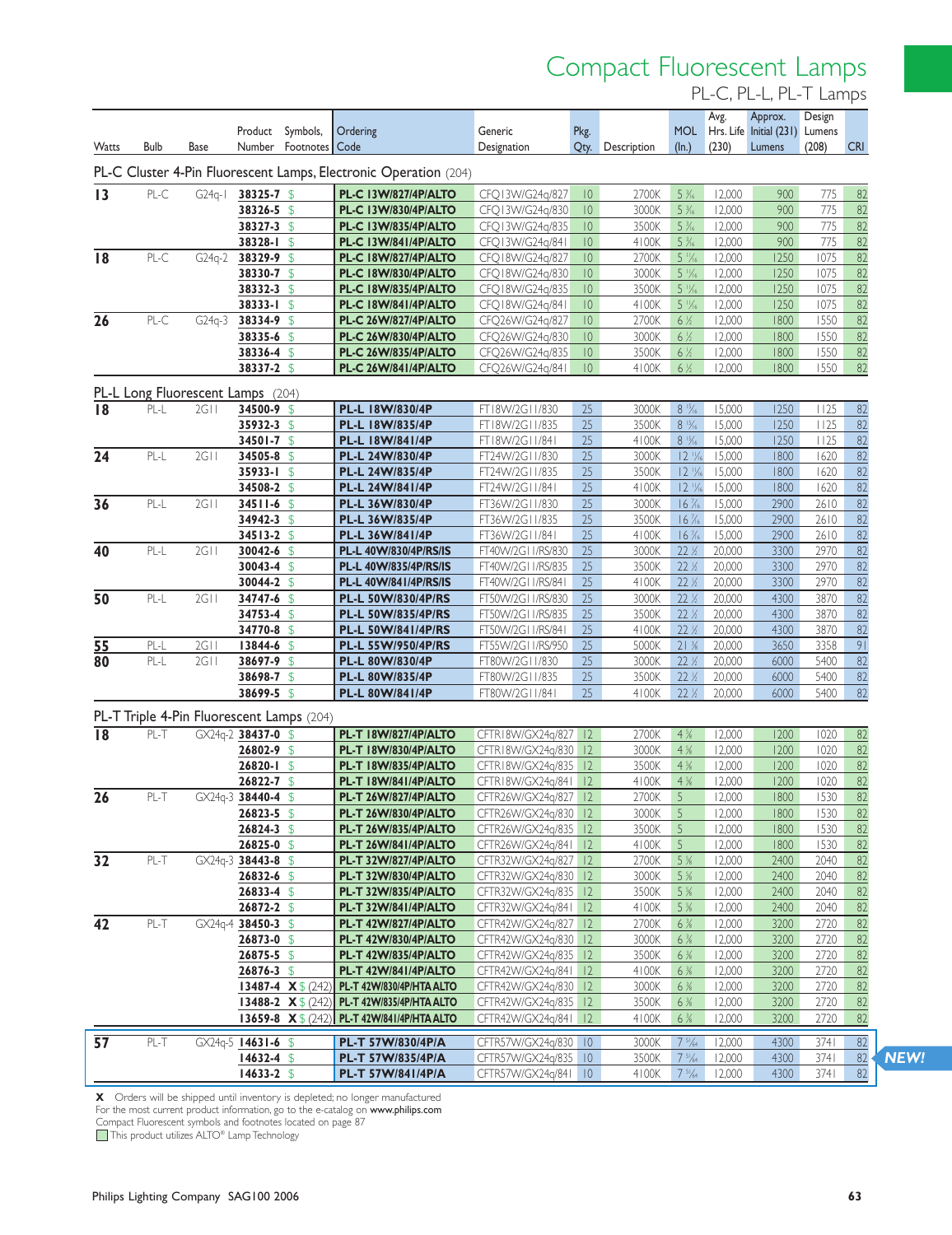# Compact Fluorescent Lamps

## PL-C, PL-L, PL-T Lamps

| Watts | Bulb | Base | Product Number | Symbols, Footnotes | Ordering Code | Generic Designation | Pkg. Qty. | Description | MOL (In.) | Avg. Hrs. Life (230) | Approx. Initial (231) Lumens | Design Lumens (208) | CRI |
|---|---|---|---|---|---|---|---|---|---|---|---|---|---|
| **PL-C Cluster 4-Pin Fluorescent Lamps, Electronic Operation** (204) | | | | | | | | | | | | | |
| **13** | PL-C | G24q-1 | **38325-7** | $ | **PL-C 13W/827/4P/ALTO** | CFQ13W/G24q/827 | 10 | 2700K | 5 3/16 | 12,000 | 900 | 775 | 82 |
| | | | **38326-5** | $ | **PL-C 13W/830/4P/ALTO** | CFQ13W/G24q/830 | 10 | 3000K | 5 3/16 | 12,000 | 900 | 775 | 82 |
| | | | **38327-3** | $ | **PL-C 13W/835/4P/ALTO** | CFQ13W/G24q/835 | 10 | 3500K | 5 3/16 | 12,000 | 900 | 775 | 82 |
| | | | **38328-1** | $ | **PL-C 13W/841/4P/ALTO** | CFQ13W/G24q/841 | 10 | 4100K | 5 3/16 | 12,000 | 900 | 775 | 82 |
| **18** | PL-C | G24q-2 | **38329-9** | $ | **PL-C 18W/827/4P/ALTO** | CFQ18W/G24q/827 | 10 | 2700K | 5 11/16 | 12,000 | 1250 | 1075 | 82 |
| | | | **38330-7** | $ | **PL-C 18W/830/4P/ALTO** | CFQ18W/G24q/830 | 10 | 3000K | 5 11/16 | 12,000 | 1250 | 1075 | 82 |
| | | | **38332-3** | $ | **PL-C 18W/835/4P/ALTO** | CFQ18W/G24q/835 | 10 | 3500K | 5 11/16 | 12,000 | 1250 | 1075 | 82 |
| | | | **38333-1** | $ | **PL-C 18W/841/4P/ALTO** | CFQ18W/G24q/841 | 10 | 4100K | 5 11/16 | 12,000 | 1250 | 1075 | 82 |
| **26** | PL-C | G24q-3 | **38334-9** | $ | **PL-C 26W/827/4P/ALTO** | CFQ26W/G24q/827 | 10 | 2700K | 6 1/2 | 12,000 | 1800 | 1550 | 82 |
| | | | **38335-6** | $ | **PL-C 26W/830/4P/ALTO** | CFQ26W/G24q/830 | 10 | 3000K | 6 1/2 | 12,000 | 1800 | 1550 | 82 |
| | | | **38336-4** | $ | **PL-C 26W/835/4P/ALTO** | CFQ26W/G24q/835 | 10 | 3500K | 6 1/2 | 12,000 | 1800 | 1550 | 82 |
| | | | **38337-2** | $ | **PL-C 26W/841/4P/ALTO** | CFQ26W/G24q/841 | 10 | 4100K | 6 1/2 | 12,000 | 1800 | 1550 | 82 |
| **PL-L Long Fluorescent Lamps** (204) | | | | | | | | | | | | | |
| **18** | PL-L | 2G11 | **34500-9** | $ | **PL-L 18W/830/4P** | FT18W/2G11/830 | 25 | 3000K | 8 13/16 | 15,000 | 1250 | 1125 | 82 |
| | | | **35932-3** | $ | **PL-L 18W/835/4P** | FT18W/2G11/835 | 25 | 3500K | 8 13/16 | 15,000 | 1250 | 1125 | 82 |
| | | | **34501-7** | $ | **PL-L 18W/841/4P** | FT18W/2G11/841 | 25 | 4100K | 8 13/16 | 15,000 | 1250 | 1125 | 82 |
| **24** | PL-L | 2G11 | **34505-8** | $ | **PL-L 24W/830/4P** | FT24W/2G11/830 | 25 | 3000K | 12 13/16 | 15,000 | 1800 | 1620 | 82 |
| | | | **35933-1** | $ | **PL-L 24W/835/4P** | FT24W/2G11/835 | 25 | 3500K | 12 13/16 | 15,000 | 1800 | 1620 | 82 |
| | | | **34508-2** | $ | **PL-L 24W/841/4P** | FT24W/2G11/841 | 25 | 4100K | 12 13/16 | 15,000 | 1800 | 1620 | 82 |
| **36** | PL-L | 2G11 | **34511-6** | $ | **PL-L 36W/830/4P** | FT36W/2G11/830 | 25 | 3000K | 16 3/16 | 15,000 | 2900 | 2610 | 82 |
| | | | **34942-3** | $ | **PL-L 36W/835/4P** | FT36W/2G11/835 | 25 | 3500K | 16 3/16 | 15,000 | 2900 | 2610 | 82 |
| | | | **34513-2** | $ | **PL-L 36W/841/4P** | FT36W/2G11/841 | 25 | 4100K | 16 3/16 | 15,000 | 2900 | 2610 | 82 |
| **40** | PL-L | 2G11 | **30042-6** | $ | **PL-L 40W/830/4P/RS/IS** | FT40W/2G11/RS/830 | 25 | 3000K | 22 1/2 | 20,000 | 3300 | 2970 | 82 |
| | | | **30043-4** | $ | **PL-L 40W/835/4P/RS/IS** | FT40W/2G11/RS/835 | 25 | 3500K | 22 1/2 | 20,000 | 3300 | 2970 | 82 |
| | | | **30044-2** | $ | **PL-L 40W/841/4P/RS/IS** | FT40W/2G11/RS/841 | 25 | 4100K | 22 1/2 | 20,000 | 3300 | 2970 | 82 |
| **50** | PL-L | 2G11 | **34747-6** | $ | **PL-L 50W/830/4P/RS** | FT50W/2G11/RS/830 | 25 | 3000K | 22 1/2 | 20,000 | 4300 | 3870 | 82 |
| | | | **34753-4** | $ | **PL-L 50W/835/4P/RS** | FT50W/2G11/RS/835 | 25 | 3500K | 22 1/2 | 20,000 | 4300 | 3870 | 82 |
| | | | **34770-8** | $ | **PL-L 50W/841/4P/RS** | FT50W/2G11/RS/841 | 25 | 4100K | 22 1/2 | 20,000 | 4300 | 3870 | 82 |
| **55** | PL-L | 2G11 | **13844-6** | $ | **PL-L 55W/950/4P/RS** | FT55W/2G11/RS/950 | 25 | 5000K | 21 3/8 | 20,000 | 3650 | 3358 | 91 |
| **80** | PL-L | 2G11 | **38697-9** | $ | **PL-L 80W/830/4P** | FT80W/2G11/830 | 25 | 3000K | 22 1/2 | 20,000 | 6000 | 5400 | 82 |
| | | | **38698-7** | $ | **PL-L 80W/835/4P** | FT80W/2G11/835 | 25 | 3500K | 22 1/2 | 20,000 | 6000 | 5400 | 82 |
| | | | **38699-5** | $ | **PL-L 80W/841/4P** | FT80W/2G11/841 | 25 | 4100K | 22 1/2 | 20,000 | 6000 | 5400 | 82 |
| **PL-T Triple 4-Pin Fluorescent Lamps** (204) | | | | | | | | | | | | | |
| **18** | PL-T | GX24q-2 | **38437-0** | $ | **PL-T 18W/827/4P/ALTO** | CFTR18W/GX24q/827 | 12 | 2700K | 4 3/8 | 12,000 | 1200 | 1020 | 82 |
| | | | **26802-9** | $ | **PL-T 18W/830/4P/ALTO** | CFTR18W/GX24q/830 | 12 | 3000K | 4 3/8 | 12,000 | 1200 | 1020 | 82 |
| | | | **26820-1** | $ | **PL-T 18W/835/4P/ALTO** | CFTR18W/GX24q/835 | 12 | 3500K | 4 3/8 | 12,000 | 1200 | 1020 | 82 |
| | | | **26822-7** | $ | **PL-T 18W/841/4P/ALTO** | CFTR18W/GX24q/841 | 12 | 4100K | 4 3/8 | 12,000 | 1200 | 1020 | 82 |
| **26** | PL-T | GX24q-3 | **38440-4** | $ | **PL-T 26W/827/4P/ALTO** | CFTR26W/GX24q/827 | 12 | 2700K | 5 | 12,000 | 1800 | 1530 | 82 |
| | | | **26823-5** | $ | **PL-T 26W/830/4P/ALTO** | CFTR26W/GX24q/830 | 12 | 3000K | 5 | 12,000 | 1800 | 1530 | 82 |
| | | | **26824-3** | $ | **PL-T 26W/835/4P/ALTO** | CFTR26W/GX24q/835 | 12 | 3500K | 5 | 12,000 | 1800 | 1530 | 82 |
| | | | **26825-0** | $ | **PL-T 26W/841/4P/ALTO** | CFTR26W/GX24q/841 | 12 | 4100K | 5 | 12,000 | 1800 | 1530 | 82 |
| **32** | PL-T | GX24q-3 | **38443-8** | $ | **PL-T 32W/827/4P/ALTO** | CFTR32W/GX24q/827 | 12 | 2700K | 5 5/8 | 12,000 | 2400 | 2040 | 82 |
| | | | **26832-6** | $ | **PL-T 32W/830/4P/ALTO** | CFTR32W/GX24q/830 | 12 | 3000K | 5 5/8 | 12,000 | 2400 | 2040 | 82 |
| | | | **26833-4** | $ | **PL-T 32W/835/4P/ALTO** | CFTR32W/GX24q/835 | 12 | 3500K | 5 5/8 | 12,000 | 2400 | 2040 | 82 |
| | | | **26872-2** | $ | **PL-T 32W/841/4P/ALTO** | CFTR32W/GX24q/841 | 12 | 4100K | 5 5/8 | 12,000 | 2400 | 2040 | 82 |
| **42** | PL-T | GX24q-4 | **38450-3** | $ | **PL-T 42W/827/4P/ALTO** | CFTR42W/GX24q/827 | 12 | 2700K | 6 3/8 | 12,000 | 3200 | 2720 | 82 |
| | | | **26873-0** | $ | **PL-T 42W/830/4P/ALTO** | CFTR42W/GX24q/830 | 12 | 3000K | 6 3/8 | 12,000 | 3200 | 2720 | 82 |
| | | | **26875-5** | $ | **PL-T 42W/835/4P/ALTO** | CFTR42W/GX24q/835 | 12 | 3500K | 6 3/8 | 12,000 | 3200 | 2720 | 82 |
| | | | **26876-3** | $ | **PL-T 42W/841/4P/ALTO** | CFTR42W/GX24q/841 | 12 | 4100K | 6 3/8 | 12,000 | 3200 | 2720 | 82 |
| | | | **13487-4** | **X** $ (242) | **PL-T 42W/830/4P/HTA ALTO** | CFTR42W/GX24q/830 | 12 | 3000K | 6 3/8 | 12,000 | 3200 | 2720 | 82 |
| | | | **13488-2** | **X** $ (242) | **PL-T 42W/835/4P/HTA ALTO** | CFTR42W/GX24q/835 | 12 | 3500K | 6 3/8 | 12,000 | 3200 | 2720 | 82 |
| | | | **13659-8** | **X** $ (242) | **PL-T 42W/841/4P/HTA ALTO** | CFTR42W/GX24q/841 | 12 | 4100K | 6 3/8 | 12,000 | 3200 | 2720 | 82 |
| **57** | PL-T | GX24q-5 | **14631-6** | $ | **PL-T 57W/830/4P/A** | CFTR57W/GX24q/830 | 10 | 3000K | 7 51/64 | 12,000 | 4300 | 3741 | 82 |
| | | | **14632-4** | $ | **PL-T 57W/835/4P/A** | CFTR57W/GX24q/835 | 10 | 3500K | 7 51/64 | 12,000 | 4300 | 3741 | 82 |
| | | | **14633-2** | $ | **PL-T 57W/841/4P/A** | CFTR57W/GX24q/841 | 10 | 4100K | 7 51/64 | 12,000 | 4300 | 3741 | 82 |

**NEW!** (57W PL-T lamps)

**X** Orders will be shipped until inventory is depleted; no longer manufactured

For the most current product information, go to the e-catalog on **www.philips.com**

Compact Fluorescent symbols and footnotes located on page 87

This product utilizes ALTO® Lamp Technology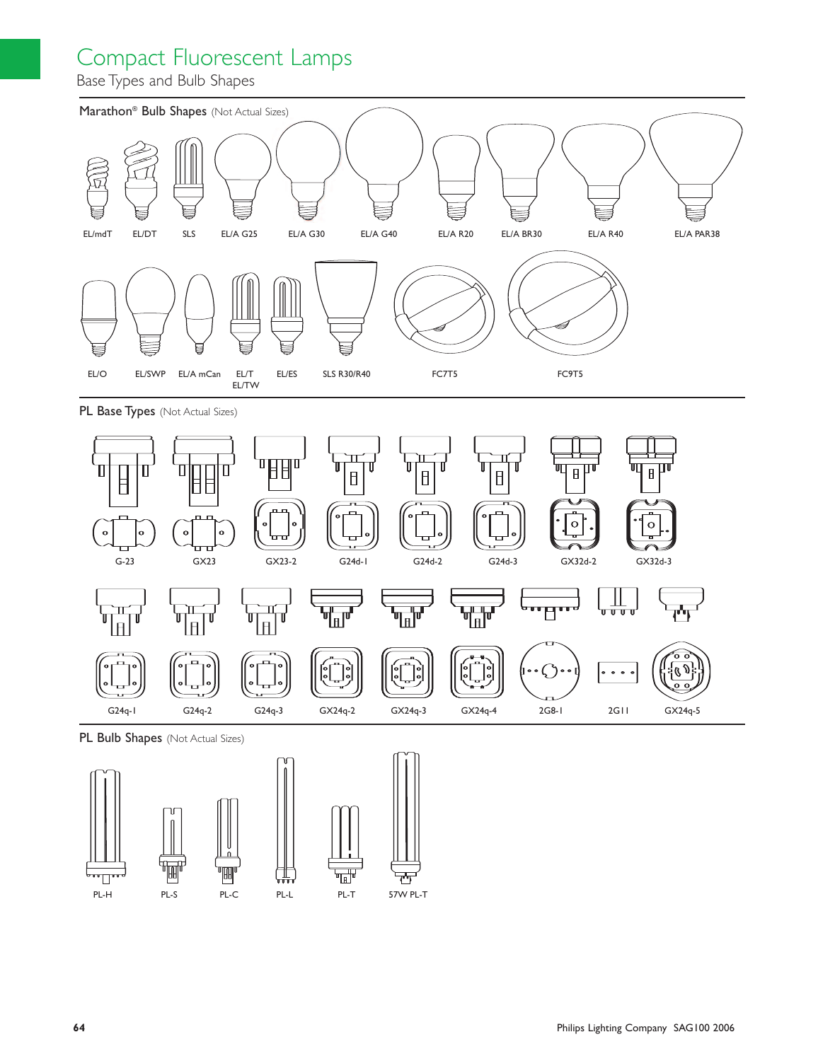# Compact Fluorescent Lamps

## Base Types and Bulb Shapes

### Marathon® Bulb Shapes (Not Actual Sizes)

EL/mdT EL/DT SLS EL/A G25 EL/A G30 EL/A G40 EL/A R20 EL/A BR30 EL/A R40 EL/A PAR38

EL/O EL/SWP EL/A mCan EL/T EL/TW EL/ES SLS R30/R40 FC7T5 FC9T5

### PL Base Types (Not Actual Sizes)

G-23 GX23 GX23-2 G24d-1 G24d-2 G24d-3 GX32d-2 GX32d-3

G24q-1 G24q-2 G24q-3 GX24q-2 GX24q-3 GX24q-4 2G8-1 2G11 GX24q-5

### PL Bulb Shapes (Not Actual Sizes)

PL-H PL-S PL-C PL-L PL-T 57W PL-T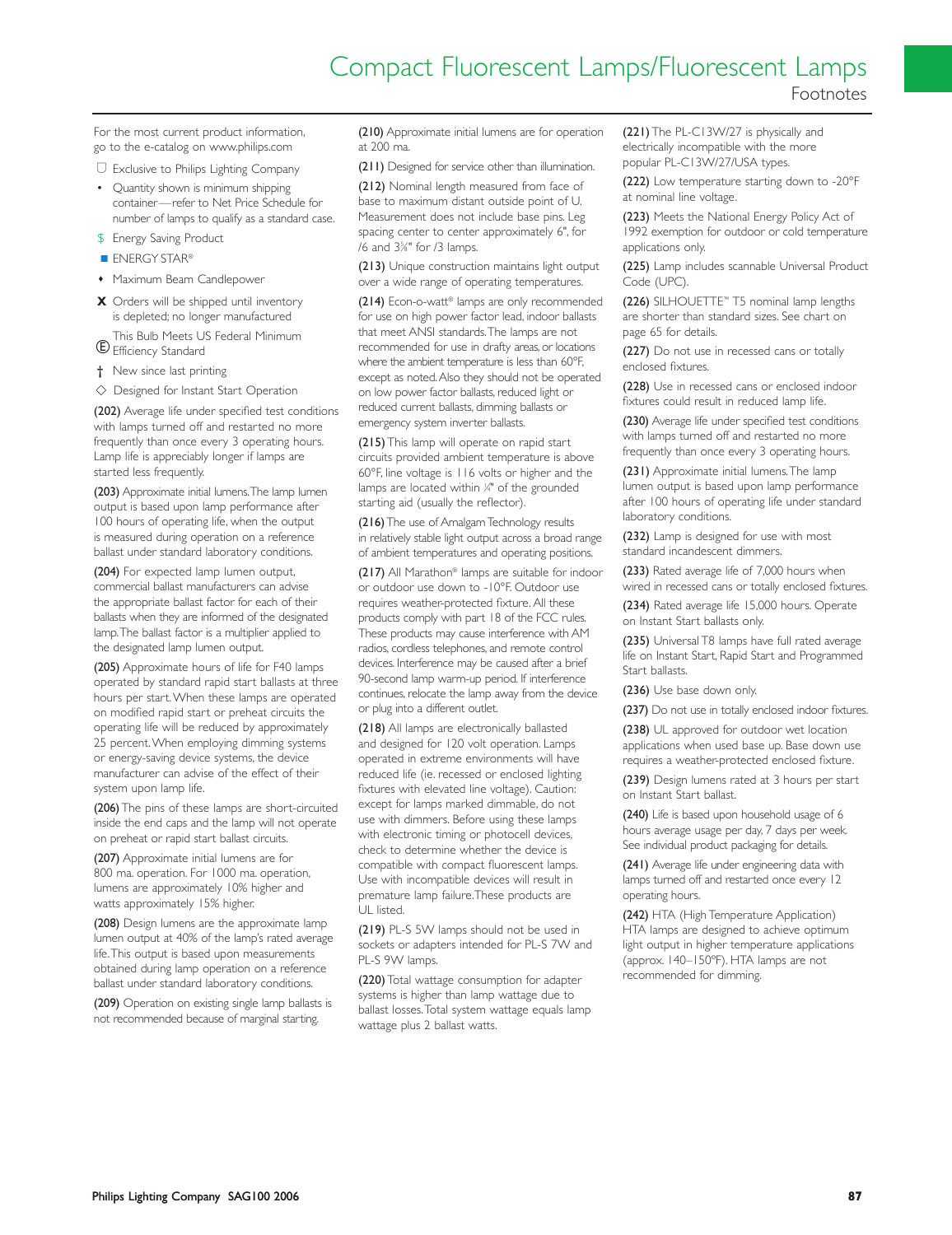# Compact Fluorescent Lamps/Fluorescent Lamps

## Footnotes

For the most current product information, go to the e-catalog on www.philips.com

- ☐ Exclusive to Philips Lighting Company
- • Quantity shown is minimum shipping container—refer to Net Price Schedule for number of lamps to qualify as a standard case.
- $ Energy Saving Product
- ■ ENERGY STAR®
- ♦ Maximum Beam Candlepower
- **X** Orders will be shipped until inventory is depleted; no longer manufactured
- Ⓔ This Bulb Meets US Federal Minimum Efficiency Standard
- † New since last printing
- ◇ Designed for Instant Start Operation

**(202)** Average life under specified test conditions with lamps turned off and restarted no more frequently than once every 3 operating hours. Lamp life is appreciably longer if lamps are started less frequently.

**(203)** Approximate initial lumens. The lamp lumen output is based upon lamp performance after 100 hours of operating life, when the output is measured during operation on a reference ballast under standard laboratory conditions.

**(204)** For expected lamp lumen output, commercial ballast manufacturers can advise the appropriate ballast factor for each of their ballasts when they are informed of the designated lamp. The ballast factor is a multiplier applied to the designated lamp lumen output.

**(205)** Approximate hours of life for F40 lamps operated by standard rapid start ballasts at three hours per start. When these lamps are operated on modified rapid start or preheat circuits the operating life will be reduced by approximately 25 percent. When employing dimming systems or energy-saving device systems, the device manufacturer can advise of the effect of their system upon lamp life.

**(206)** The pins of these lamps are short-circuited inside the end caps and the lamp will not operate on preheat or rapid start ballast circuits.

**(207)** Approximate initial lumens are for 800 ma. operation. For 1000 ma. operation, lumens are approximately 10% higher and watts approximately 15% higher.

**(208)** Design lumens are the approximate lamp lumen output at 40% of the lamp's rated average life. This output is based upon measurements obtained during lamp operation on a reference ballast under standard laboratory conditions.

**(209)** Operation on existing single lamp ballasts is not recommended because of marginal starting.

**(210)** Approximate initial lumens are for operation at 200 ma.

**(211)** Designed for service other than illumination.

**(212)** Nominal length measured from face of base to maximum distant outside point of U. Measurement does not include base pins. Leg spacing center to center approximately 6", for /6 and 3⅝" for /3 lamps.

**(213)** Unique construction maintains light output over a wide range of operating temperatures.

**(214)** Econ-o-watt® lamps are only recommended for use on high power factor lead, indoor ballasts that meet ANSI standards. The lamps are not recommended for use in drafty areas, or locations where the ambient temperature is less than 60°F, except as noted. Also they should not be operated on low power factor ballasts, reduced light or reduced current ballasts, dimming ballasts or emergency system inverter ballasts.

**(215)** This lamp will operate on rapid start circuits provided ambient temperature is above 60°F, line voltage is 116 volts or higher and the lamps are located within ½" of the grounded starting aid (usually the reflector).

**(216)** The use of Amalgam Technology results in relatively stable light output across a broad range of ambient temperatures and operating positions.

**(217)** All Marathon® lamps are suitable for indoor or outdoor use down to -10°F. Outdoor use requires weather-protected fixture. All these products comply with part 18 of the FCC rules. These products may cause interference with AM radios, cordless telephones, and remote control devices. Interference may be caused after a brief 90-second lamp warm-up period. If interference continues, relocate the lamp away from the device or plug into a different outlet.

**(218)** All lamps are electronically ballasted and designed for 120 volt operation. Lamps operated in extreme environments will have reduced life (ie. recessed or enclosed lighting fixtures with elevated line voltage). Caution: except for lamps marked dimmable, do not use with dimmers. Before using these lamps with electronic timing or photocell devices, check to determine whether the device is compatible with compact fluorescent lamps. Use with incompatible devices will result in premature lamp failure. These products are UL listed.

**(219)** PL-S 5W lamps should not be used in sockets or adapters intended for PL-S 7W and PL-S 9W lamps.

**(220)** Total wattage consumption for adapter systems is higher than lamp wattage due to ballast losses. Total system wattage equals lamp wattage plus 2 ballast watts.

**(221)** The PL-C13W/27 is physically and electrically incompatible with the more popular PL-C13W/27/USA types.

**(222)** Low temperature starting down to -20°F at nominal line voltage.

**(223)** Meets the National Energy Policy Act of 1992 exemption for outdoor or cold temperature applications only.

**(225)** Lamp includes scannable Universal Product Code (UPC).

**(226)** SILHOUETTE™ T5 nominal lamp lengths are shorter than standard sizes. See chart on page 65 for details.

**(227)** Do not use in recessed cans or totally enclosed fixtures.

**(228)** Use in recessed cans or enclosed indoor fixtures could result in reduced lamp life.

**(230)** Average life under specified test conditions with lamps turned off and restarted no more frequently than once every 3 operating hours.

**(231)** Approximate initial lumens. The lamp lumen output is based upon lamp performance after 100 hours of operating life under standard laboratory conditions.

**(232)** Lamp is designed for use with most standard incandescent dimmers.

**(233)** Rated average life of 7,000 hours when wired in recessed cans or totally enclosed fixtures.

**(234)** Rated average life 15,000 hours. Operate on Instant Start ballasts only.

**(235)** Universal T8 lamps have full rated average life on Instant Start, Rapid Start and Programmed Start ballasts.

**(236)** Use base down only.

**(237)** Do not use in totally enclosed indoor fixtures.

**(238)** UL approved for outdoor wet location applications when used base up. Base down use requires a weather-protected enclosed fixture.

**(239)** Design lumens rated at 3 hours per start on Instant Start ballast.

**(240)** Life is based upon household usage of 6 hours average usage per day, 7 days per week. See individual product packaging for details.

**(241)** Average life under engineering data with lamps turned off and restarted once every 12 operating hours.

**(242)** HTA (High Temperature Application) HTA lamps are designed to achieve optimum light output in higher temperature applications (approx. 140–150°F). HTA lamps are not recommended for dimming.